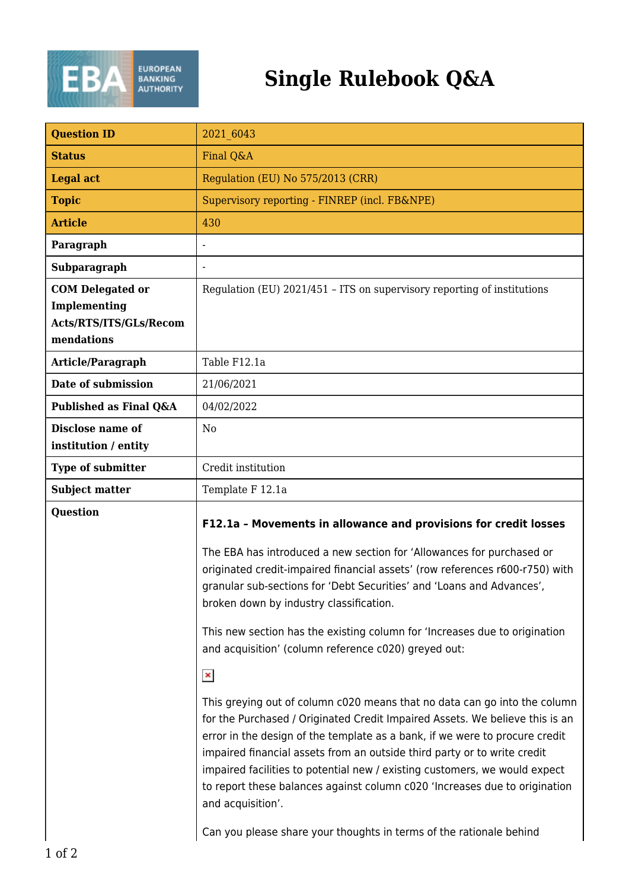# Single Rulebook Q&A

| Question ID | 2021_6043 |
|---|---|
| Status | Final Q&A |
| Legal act | Regulation (EU) No 575/2013 (CRR) |
| Topic | Supervisory reporting - FINREP (incl. FB&NPE) |
| Article | 430 |
| Paragraph | - |
| Subparagraph | - |
| COM Delegated or Implementing Acts/RTS/ITS/GLs/Recommendations | Regulation (EU) 2021/451 – ITS on supervisory reporting of institutions |
| Article/Paragraph | Table F12.1a |
| Date of submission | 21/06/2021 |
| Published as Final Q&A | 04/02/2022 |
| Disclose name of institution / entity | No |
| Type of submitter | Credit institution |
| Subject matter | Template F 12.1a |
| Question | **F12.1a – Movements in allowance and provisions for credit losses**<br><br>The EBA has introduced a new section for 'Allowances for purchased or originated credit-impaired financial assets' (row references r600-r750) with granular sub-sections for 'Debt Securities' and 'Loans and Advances', broken down by industry classification.<br><br>This new section has the existing column for 'Increases due to origination and acquisition' (column reference c020) greyed out:<br><br>This greying out of column c020 means that no data can go into the column for the Purchased / Originated Credit Impaired Assets. We believe this is an error in the design of the template as a bank, if we were to procure credit impaired financial assets from an outside third party or to write credit impaired facilities to potential new / existing customers, we would expect to report these balances against column c020 'Increases due to origination and acquisition'.<br><br>Can you please share your thoughts in terms of the rationale behind |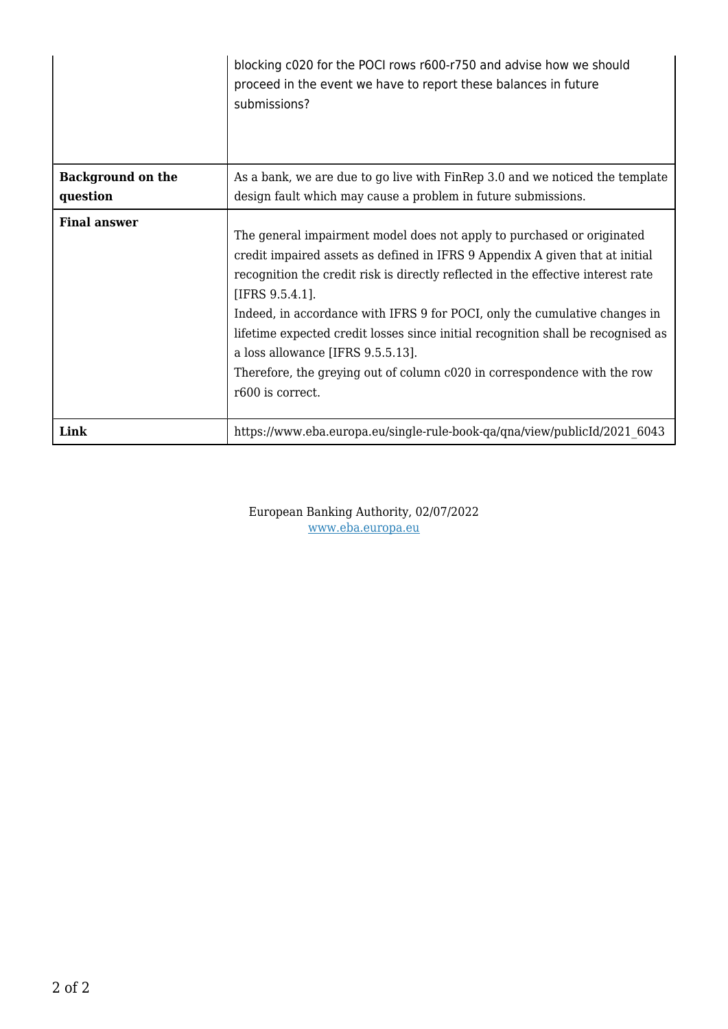| | |
|---|---|
| | blocking c020 for the POCI rows r600-r750 and advise how we should proceed in the event we have to report these balances in future submissions? |
| **Background on the question** | As a bank, we are due to go live with FinRep 3.0 and we noticed the template design fault which may cause a problem in future submissions. |
| **Final answer** | The general impairment model does not apply to purchased or originated credit impaired assets as defined in IFRS 9 Appendix A given that at initial recognition the credit risk is directly reflected in the effective interest rate [IFRS 9.5.4.1].<br>Indeed, in accordance with IFRS 9 for POCI, only the cumulative changes in lifetime expected credit losses since initial recognition shall be recognised as a loss allowance [IFRS 9.5.5.13].<br>Therefore, the greying out of column c020 in correspondence with the row r600 is correct. |
| **Link** | https://www.eba.europa.eu/single-rule-book-qa/qna/view/publicId/2021_6043 |

European Banking Authority, 02/07/2022
www.eba.europa.eu